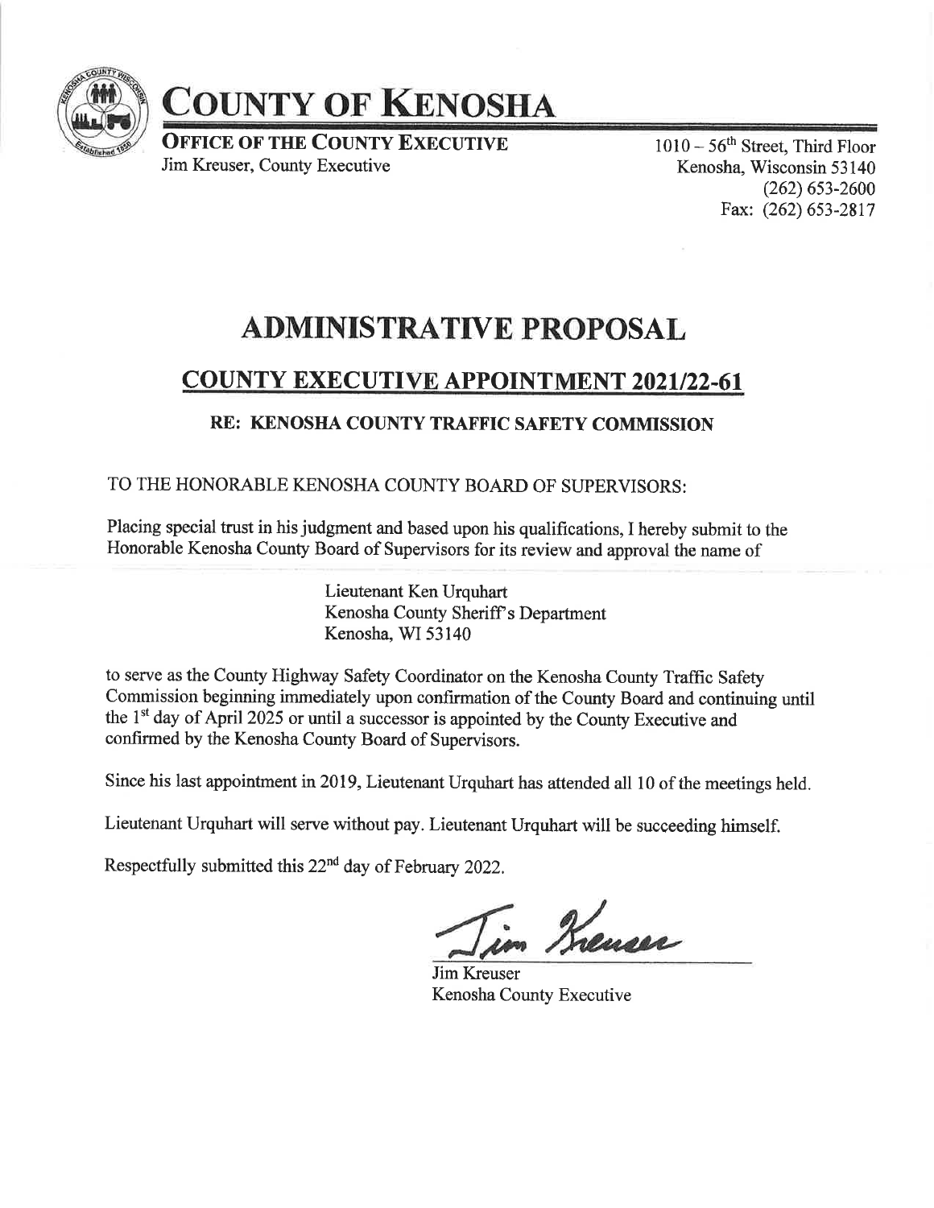# COUNTY OF KENOSHA

**OFFICE OF THE COUNTY EXECUTIVE**
Jim Kreuser, County Executive

1010 – 56th Street, Third Floor
Kenosha, Wisconsin 53140
(262) 653-2600
Fax: (262) 653-2817

# ADMINISTRATIVE PROPOSAL

## COUNTY EXECUTIVE APPOINTMENT 2021/22-61

### RE: KENOSHA COUNTY TRAFFIC SAFETY COMMISSION

TO THE HONORABLE KENOSHA COUNTY BOARD OF SUPERVISORS:

Placing special trust in his judgment and based upon his qualifications, I hereby submit to the Honorable Kenosha County Board of Supervisors for its review and approval the name of

Lieutenant Ken Urquhart
Kenosha County Sheriff's Department
Kenosha, WI 53140

to serve as the County Highway Safety Coordinator on the Kenosha County Traffic Safety Commission beginning immediately upon confirmation of the County Board and continuing until the 1st day of April 2025 or until a successor is appointed by the County Executive and confirmed by the Kenosha County Board of Supervisors.

Since his last appointment in 2019, Lieutenant Urquhart has attended all 10 of the meetings held.

Lieutenant Urquhart will serve without pay. Lieutenant Urquhart will be succeeding himself.

Respectfully submitted this 22nd day of February 2022.

Jim Kreuser
Kenosha County Executive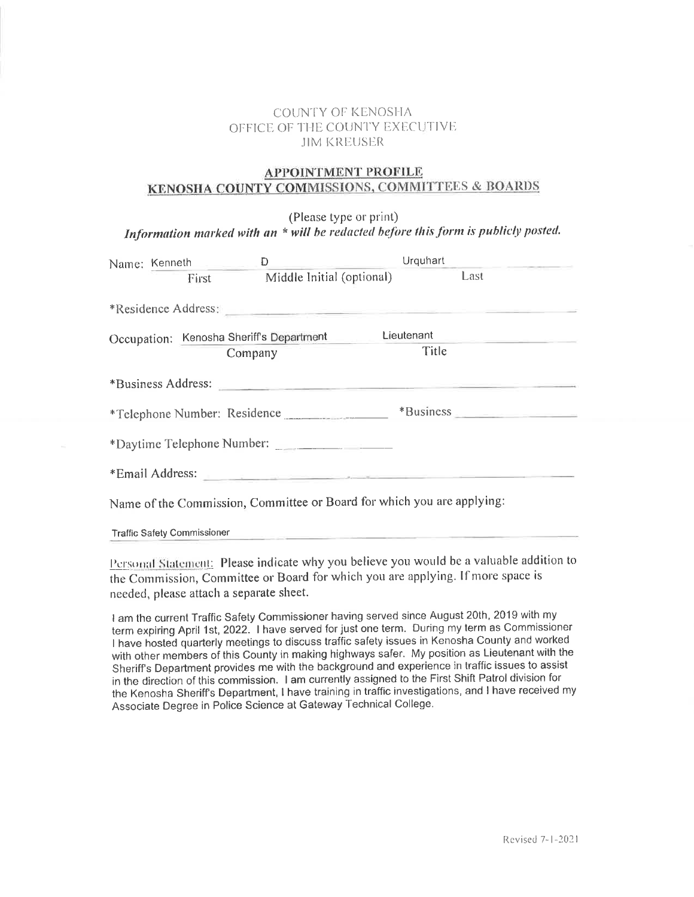COUNTY OF KENOSHA
OFFICE OF THE COUNTY EXECUTIVE
JIM KREUSER

## APPOINTMENT PROFILE
## KENOSHA COUNTY COMMISSIONS, COMMITTEES & BOARDS

(Please type or print)

***Information marked with an * will be redacted before this form is publicly posted.***

Name: Kenneth (First) D (Middle Initial (optional)) Urquhart (Last)

*Residence Address:

Occupation: Kenosha Sheriff's Department (Company) Lieutenant (Title)

*Business Address:

*Telephone Number: Residence ______ *Business ______

*Daytime Telephone Number:

*Email Address:

Name of the Commission, Committee or Board for which you are applying:

Traffic Safety Commissioner

Personal Statement: Please indicate why you believe you would be a valuable addition to the Commission, Committee or Board for which you are applying. If more space is needed, please attach a separate sheet.

I am the current Traffic Safety Commissioner having served since August 20th, 2019 with my term expiring April 1st, 2022. I have served for just one term. During my term as Commissioner I have hosted quarterly meetings to discuss traffic safety issues in Kenosha County and worked with other members of this County in making highways safer. My position as Lieutenant with the Sheriff's Department provides me with the background and experience in traffic issues to assist in the direction of this commission. I am currently assigned to the First Shift Patrol division for the Kenosha Sheriff's Department, I have training in traffic investigations, and I have received my Associate Degree in Police Science at Gateway Technical College.

Revised 7-1-2021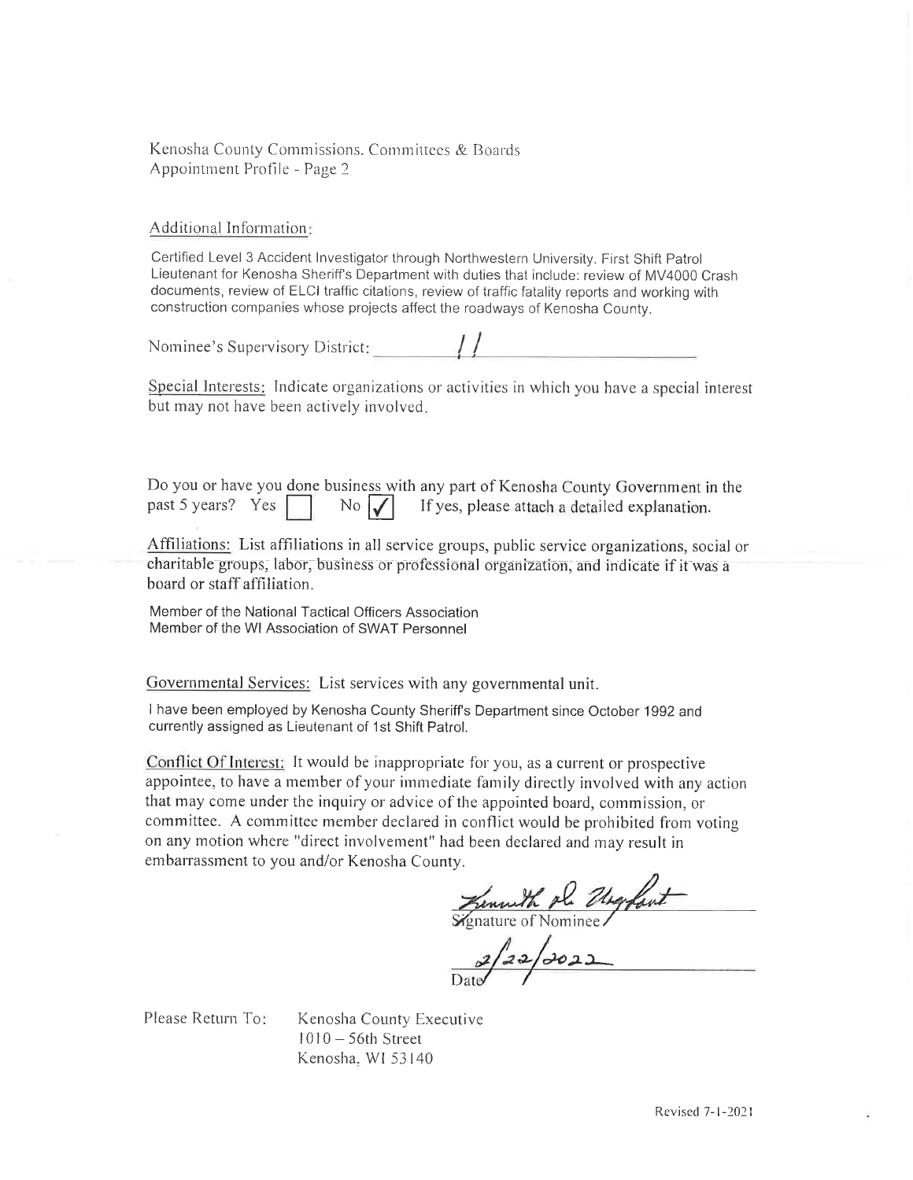Kenosha County Commissions. Committees & Boards
Appointment Profile - Page 2

Additional Information:

Certified Level 3 Accident Investigator through Northwestern University. First Shift Patrol Lieutenant for Kenosha Sheriff's Department with duties that include: review of MV4000 Crash documents, review of ELCI traffic citations, review of traffic fatality reports and working with construction companies whose projects affect the roadways of Kenosha County.

Nominee's Supervisory District: 11

Special Interests: Indicate organizations or activities in which you have a special interest but may not have been actively involved.

Do you or have you done business with any part of Kenosha County Government in the past 5 years? Yes ☐ No ☑ If yes, please attach a detailed explanation.

Affiliations: List affiliations in all service groups, public service organizations, social or charitable groups, labor, business or professional organization, and indicate if it was a board or staff affiliation.

Member of the National Tactical Officers Association
Member of the WI Association of SWAT Personnel

Governmental Services: List services with any governmental unit.

I have been employed by Kenosha County Sheriff's Department since October 1992 and currently assigned as Lieutenant of 1st Shift Patrol.

Conflict Of Interest: It would be inappropriate for you, as a current or prospective appointee, to have a member of your immediate family directly involved with any action that may come under the inquiry or advice of the appointed board, commission, or committee. A committee member declared in conflict would be prohibited from voting on any motion where "direct involvement" had been declared and may result in embarrassment to you and/or Kenosha County.

Kenneth L. Urquhart
Signature of Nominee

2/22/2022
Date

Please Return To: Kenosha County Executive
1010 – 56th Street
Kenosha, WI 53140

Revised 7-1-2021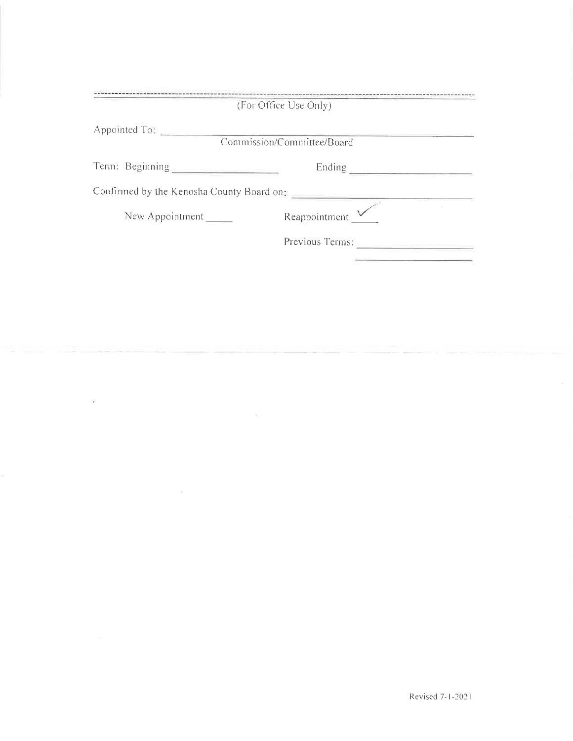---

(For Office Use Only)

Appointed To: ______________________________________________
Commission/Committee/Board

Term: Beginning ____________________ Ending ____________________

Confirmed by the Kenosha County Board on: ____________________

New Appointment _____ Reappointment ✓

Previous Terms: ____________________
____________________

Revised 7-1-2021